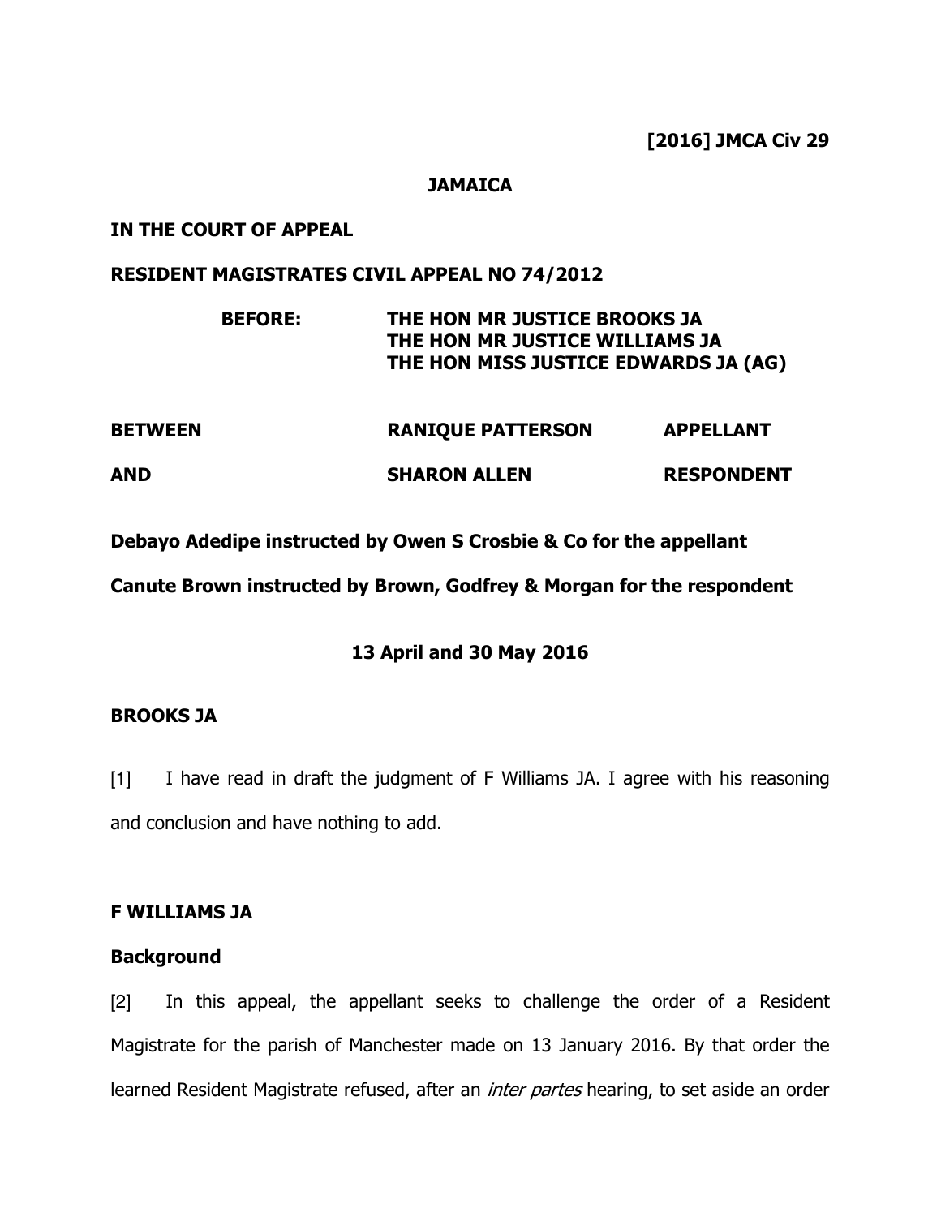**[2016] JMCA Civ 29**

**JAMAICA**

**IN THE COURT OF APPEAL**

**RESIDENT MAGISTRATES CIVIL APPEAL NO 74/2012**

**BEFORE: THE HON MR JUSTICE BROOKS JA**
**THE HON MR JUSTICE WILLIAMS JA**
**THE HON MISS JUSTICE EDWARDS JA (AG)**

| | | |
|---|---|---|
| **BETWEEN** | **RANIQUE PATTERSON** | **APPELLANT** |
| **AND** | **SHARON ALLEN** | **RESPONDENT** |

**Debayo Adedipe instructed by Owen S Crosbie & Co for the appellant**

**Canute Brown instructed by Brown, Godfrey & Morgan for the respondent**

**13 April and 30 May 2016**

**BROOKS JA**

[1] I have read in draft the judgment of F Williams JA. I agree with his reasoning and conclusion and have nothing to add.

**F WILLIAMS JA**

**Background**

[2] In this appeal, the appellant seeks to challenge the order of a Resident Magistrate for the parish of Manchester made on 13 January 2016. By that order the learned Resident Magistrate refused, after an *inter partes* hearing, to set aside an order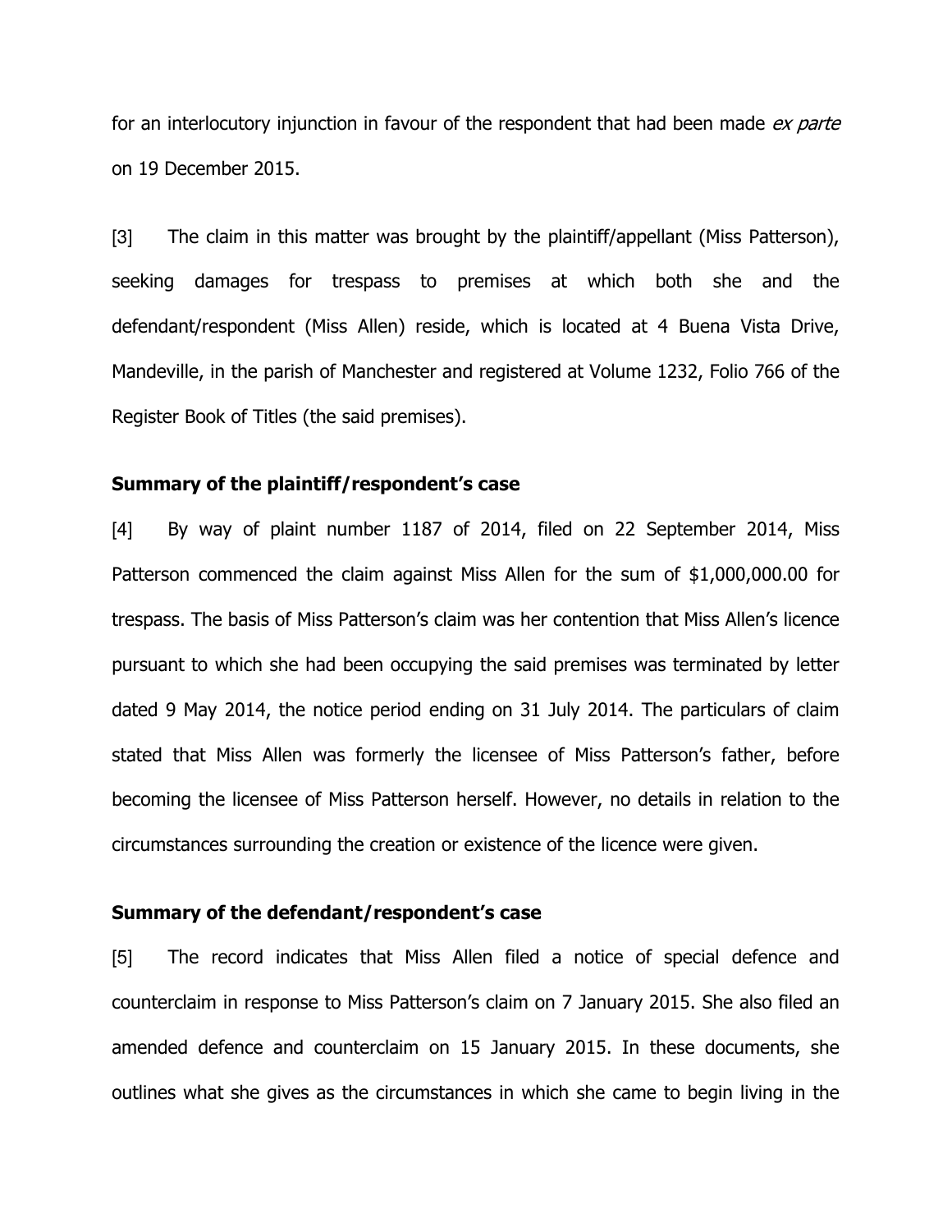for an interlocutory injunction in favour of the respondent that had been made *ex parte* on 19 December 2015.

[3] The claim in this matter was brought by the plaintiff/appellant (Miss Patterson), seeking damages for trespass to premises at which both she and the defendant/respondent (Miss Allen) reside, which is located at 4 Buena Vista Drive, Mandeville, in the parish of Manchester and registered at Volume 1232, Folio 766 of the Register Book of Titles (the said premises).

### Summary of the plaintiff/respondent's case

[4] By way of plaint number 1187 of 2014, filed on 22 September 2014, Miss Patterson commenced the claim against Miss Allen for the sum of $1,000,000.00 for trespass. The basis of Miss Patterson's claim was her contention that Miss Allen's licence pursuant to which she had been occupying the said premises was terminated by letter dated 9 May 2014, the notice period ending on 31 July 2014. The particulars of claim stated that Miss Allen was formerly the licensee of Miss Patterson's father, before becoming the licensee of Miss Patterson herself. However, no details in relation to the circumstances surrounding the creation or existence of the licence were given.

### Summary of the defendant/respondent's case

[5] The record indicates that Miss Allen filed a notice of special defence and counterclaim in response to Miss Patterson's claim on 7 January 2015. She also filed an amended defence and counterclaim on 15 January 2015. In these documents, she outlines what she gives as the circumstances in which she came to begin living in the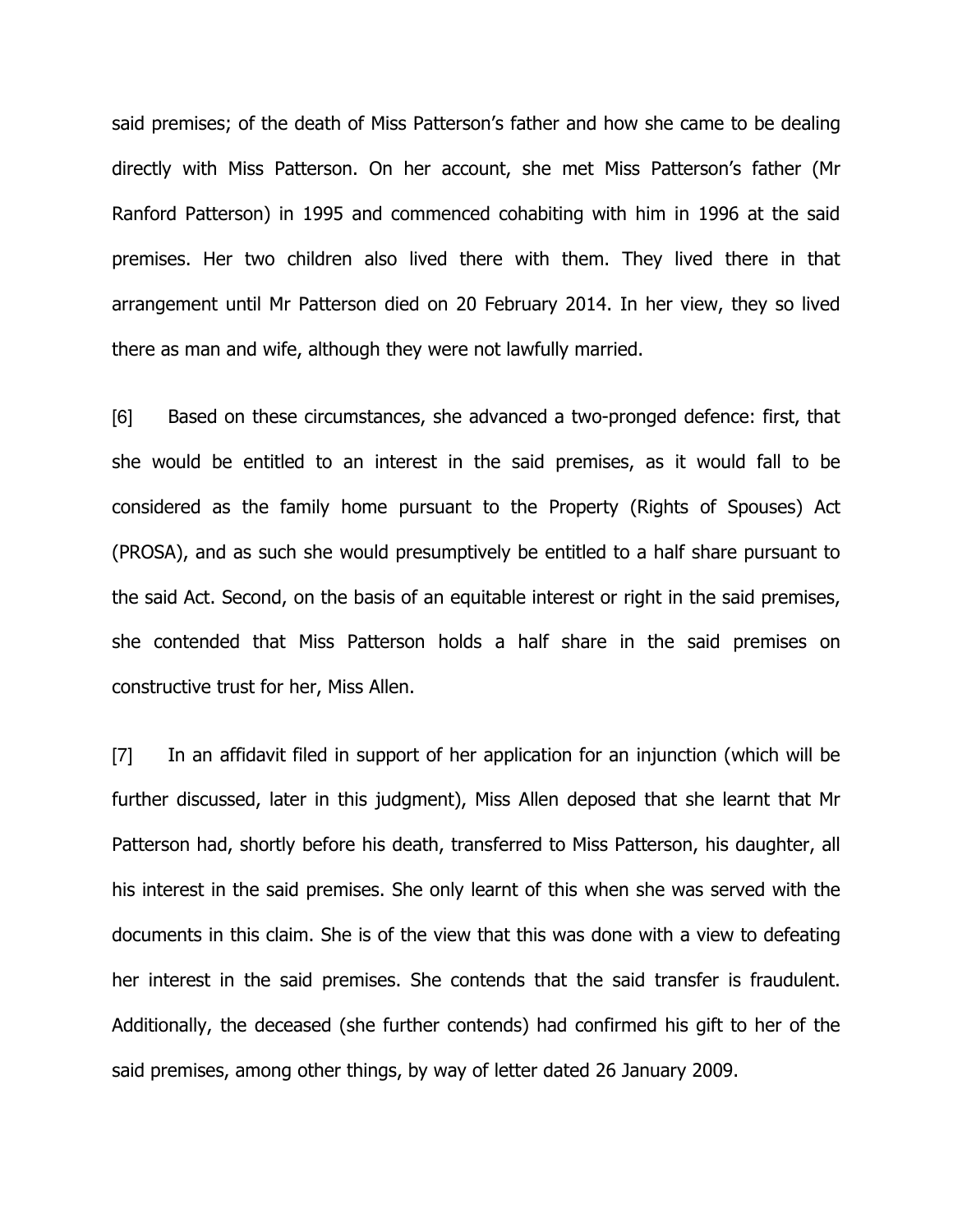said premises; of the death of Miss Patterson's father and how she came to be dealing directly with Miss Patterson. On her account, she met Miss Patterson's father (Mr Ranford Patterson) in 1995 and commenced cohabiting with him in 1996 at the said premises. Her two children also lived there with them. They lived there in that arrangement until Mr Patterson died on 20 February 2014. In her view, they so lived there as man and wife, although they were not lawfully married.

[6] Based on these circumstances, she advanced a two-pronged defence: first, that she would be entitled to an interest in the said premises, as it would fall to be considered as the family home pursuant to the Property (Rights of Spouses) Act (PROSA), and as such she would presumptively be entitled to a half share pursuant to the said Act. Second, on the basis of an equitable interest or right in the said premises, she contended that Miss Patterson holds a half share in the said premises on constructive trust for her, Miss Allen.

[7] In an affidavit filed in support of her application for an injunction (which will be further discussed, later in this judgment), Miss Allen deposed that she learnt that Mr Patterson had, shortly before his death, transferred to Miss Patterson, his daughter, all his interest in the said premises. She only learnt of this when she was served with the documents in this claim. She is of the view that this was done with a view to defeating her interest in the said premises. She contends that the said transfer is fraudulent. Additionally, the deceased (she further contends) had confirmed his gift to her of the said premises, among other things, by way of letter dated 26 January 2009.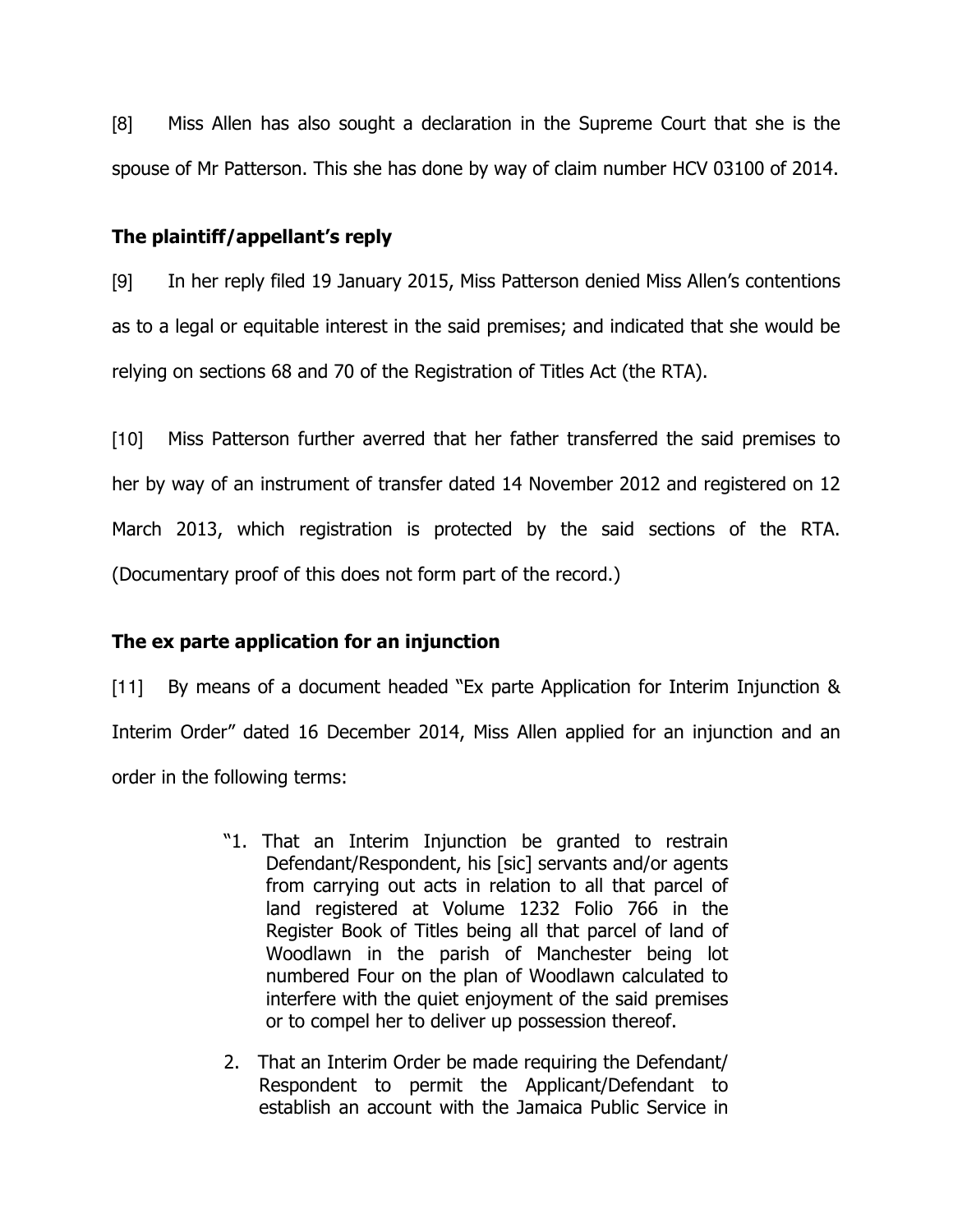[8] Miss Allen has also sought a declaration in the Supreme Court that she is the spouse of Mr Patterson. This she has done by way of claim number HCV 03100 of 2014.

**The plaintiff/appellant's reply**

[9] In her reply filed 19 January 2015, Miss Patterson denied Miss Allen's contentions as to a legal or equitable interest in the said premises; and indicated that she would be relying on sections 68 and 70 of the Registration of Titles Act (the RTA).

[10] Miss Patterson further averred that her father transferred the said premises to her by way of an instrument of transfer dated 14 November 2012 and registered on 12 March 2013, which registration is protected by the said sections of the RTA. (Documentary proof of this does not form part of the record.)

**The ex parte application for an injunction**

[11] By means of a document headed "Ex parte Application for Interim Injunction & Interim Order" dated 16 December 2014, Miss Allen applied for an injunction and an order in the following terms:

> "1. That an Interim Injunction be granted to restrain Defendant/Respondent, his [sic] servants and/or agents from carrying out acts in relation to all that parcel of land registered at Volume 1232 Folio 766 in the Register Book of Titles being all that parcel of land of Woodlawn in the parish of Manchester being lot numbered Four on the plan of Woodlawn calculated to interfere with the quiet enjoyment of the said premises or to compel her to deliver up possession thereof.
>
> 2. That an Interim Order be made requiring the Defendant/ Respondent to permit the Applicant/Defendant to establish an account with the Jamaica Public Service in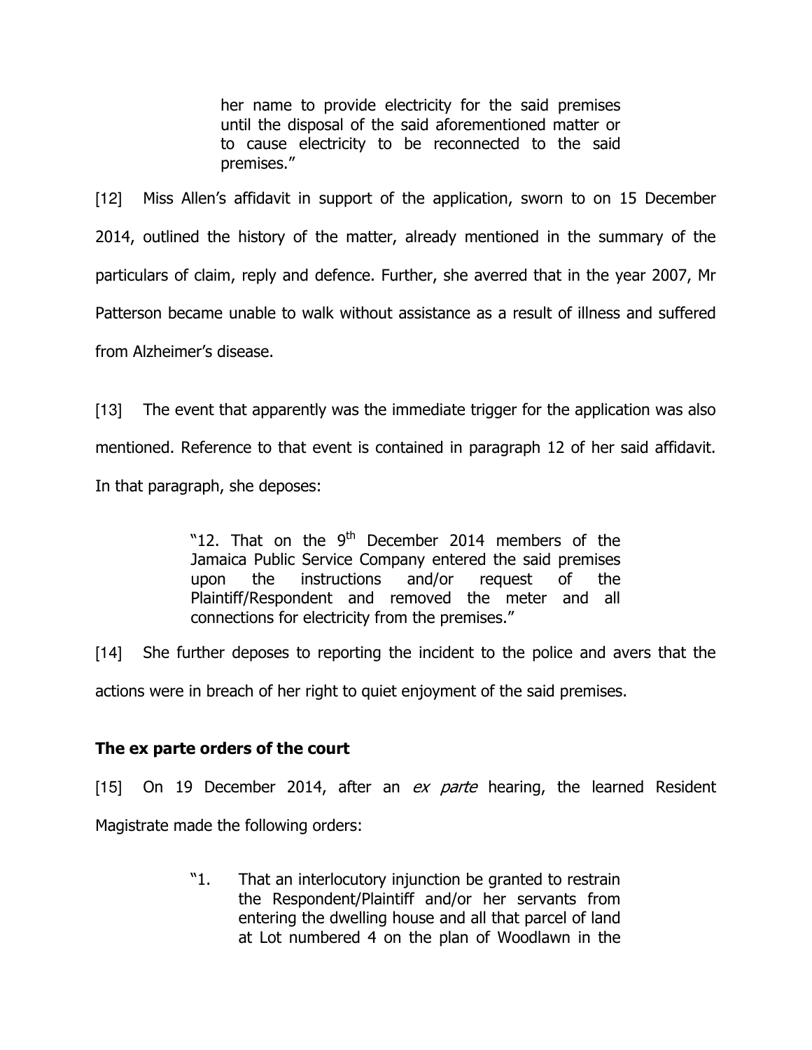> her name to provide electricity for the said premises until the disposal of the said aforementioned matter or to cause electricity to be reconnected to the said premises."

[12] Miss Allen's affidavit in support of the application, sworn to on 15 December 2014, outlined the history of the matter, already mentioned in the summary of the particulars of claim, reply and defence. Further, she averred that in the year 2007, Mr Patterson became unable to walk without assistance as a result of illness and suffered from Alzheimer's disease.

[13] The event that apparently was the immediate trigger for the application was also mentioned. Reference to that event is contained in paragraph 12 of her said affidavit. In that paragraph, she deposes:

> "12. That on the 9th December 2014 members of the Jamaica Public Service Company entered the said premises upon the instructions and/or request of the Plaintiff/Respondent and removed the meter and all connections for electricity from the premises."

[14] She further deposes to reporting the incident to the police and avers that the actions were in breach of her right to quiet enjoyment of the said premises.

## The ex parte orders of the court

[15] On 19 December 2014, after an *ex parte* hearing, the learned Resident Magistrate made the following orders:

> "1. That an interlocutory injunction be granted to restrain the Respondent/Plaintiff and/or her servants from entering the dwelling house and all that parcel of land at Lot numbered 4 on the plan of Woodlawn in the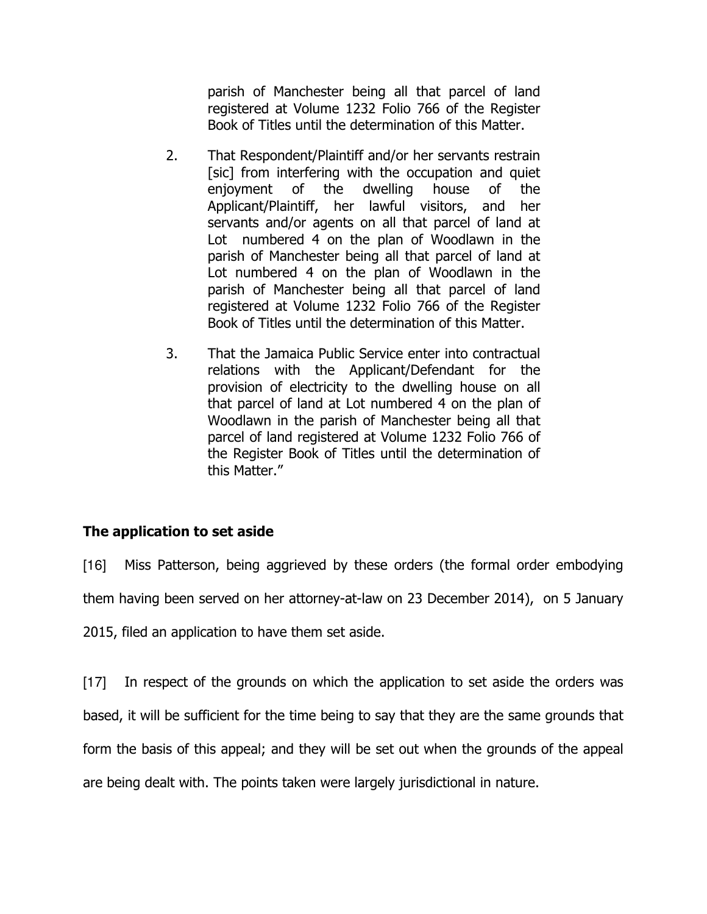parish of Manchester being all that parcel of land registered at Volume 1232 Folio 766 of the Register Book of Titles until the determination of this Matter.

2. That Respondent/Plaintiff and/or her servants restrain [sic] from interfering with the occupation and quiet enjoyment of the dwelling house of the Applicant/Plaintiff, her lawful visitors, and her servants and/or agents on all that parcel of land at Lot numbered 4 on the plan of Woodlawn in the parish of Manchester being all that parcel of land at Lot numbered 4 on the plan of Woodlawn in the parish of Manchester being all that parcel of land registered at Volume 1232 Folio 766 of the Register Book of Titles until the determination of this Matter.

3. That the Jamaica Public Service enter into contractual relations with the Applicant/Defendant for the provision of electricity to the dwelling house on all that parcel of land at Lot numbered 4 on the plan of Woodlawn in the parish of Manchester being all that parcel of land registered at Volume 1232 Folio 766 of the Register Book of Titles until the determination of this Matter."

**The application to set aside**

[16] Miss Patterson, being aggrieved by these orders (the formal order embodying them having been served on her attorney-at-law on 23 December 2014), on 5 January 2015, filed an application to have them set aside.

[17] In respect of the grounds on which the application to set aside the orders was based, it will be sufficient for the time being to say that they are the same grounds that form the basis of this appeal; and they will be set out when the grounds of the appeal are being dealt with. The points taken were largely jurisdictional in nature.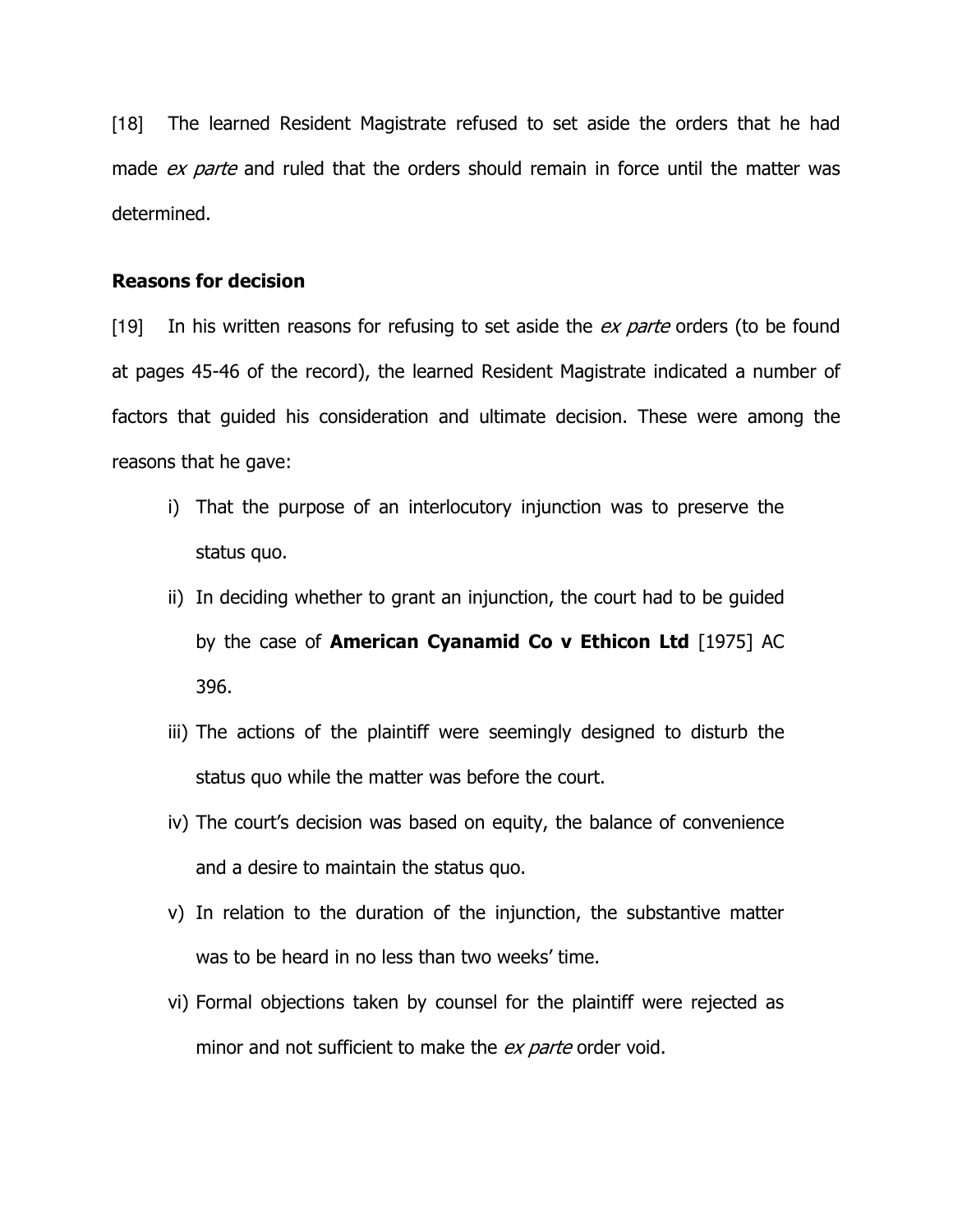[18] The learned Resident Magistrate refused to set aside the orders that he had made *ex parte* and ruled that the orders should remain in force until the matter was determined.

**Reasons for decision**

[19] In his written reasons for refusing to set aside the *ex parte* orders (to be found at pages 45-46 of the record), the learned Resident Magistrate indicated a number of factors that guided his consideration and ultimate decision. These were among the reasons that he gave:

i) That the purpose of an interlocutory injunction was to preserve the status quo.

ii) In deciding whether to grant an injunction, the court had to be guided by the case of **American Cyanamid Co v Ethicon Ltd** [1975] AC 396.

iii) The actions of the plaintiff were seemingly designed to disturb the status quo while the matter was before the court.

iv) The court's decision was based on equity, the balance of convenience and a desire to maintain the status quo.

v) In relation to the duration of the injunction, the substantive matter was to be heard in no less than two weeks' time.

vi) Formal objections taken by counsel for the plaintiff were rejected as minor and not sufficient to make the *ex parte* order void.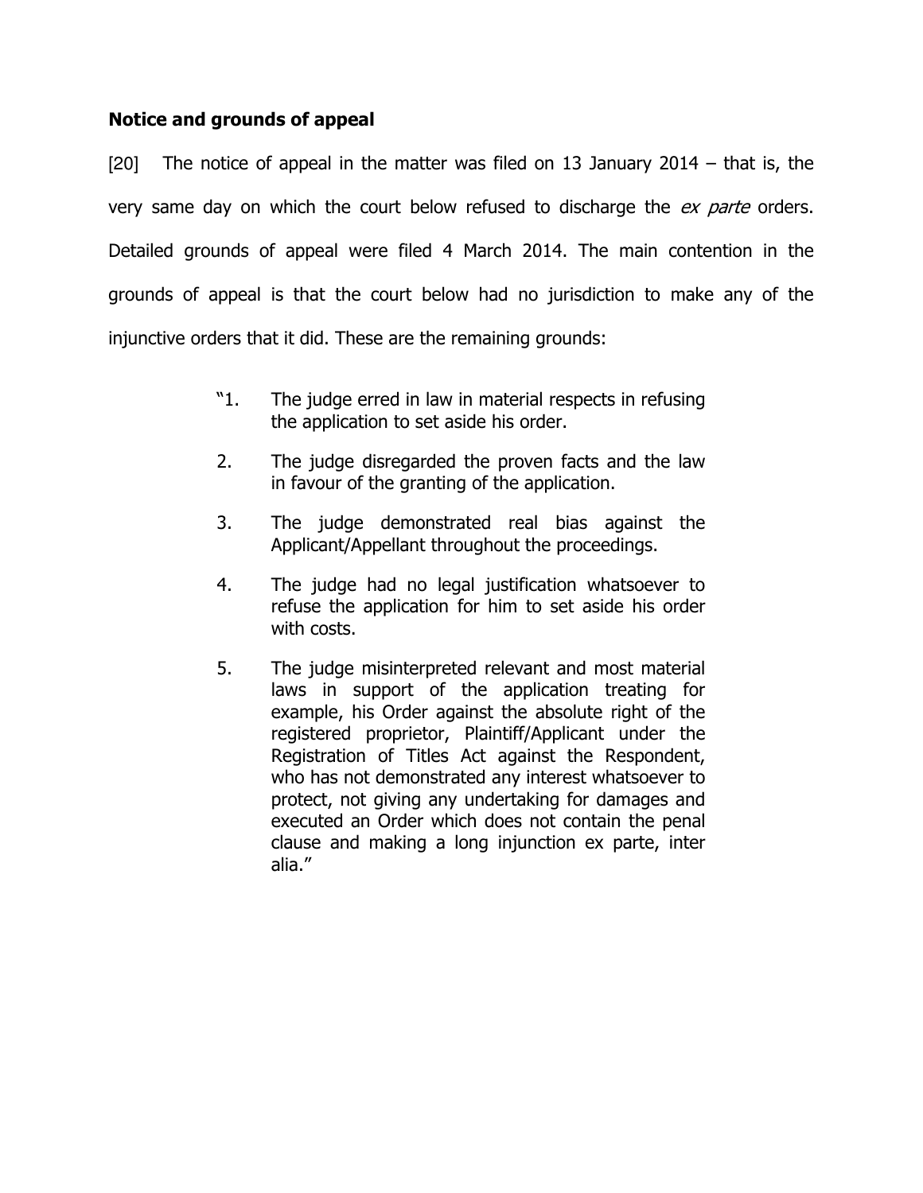## Notice and grounds of appeal

[20] The notice of appeal in the matter was filed on 13 January 2014 – that is, the very same day on which the court below refused to discharge the *ex parte* orders. Detailed grounds of appeal were filed 4 March 2014. The main contention in the grounds of appeal is that the court below had no jurisdiction to make any of the injunctive orders that it did. These are the remaining grounds:

> "1. The judge erred in law in material respects in refusing the application to set aside his order.
>
> 2. The judge disregarded the proven facts and the law in favour of the granting of the application.
>
> 3. The judge demonstrated real bias against the Applicant/Appellant throughout the proceedings.
>
> 4. The judge had no legal justification whatsoever to refuse the application for him to set aside his order with costs.
>
> 5. The judge misinterpreted relevant and most material laws in support of the application treating for example, his Order against the absolute right of the registered proprietor, Plaintiff/Applicant under the Registration of Titles Act against the Respondent, who has not demonstrated any interest whatsoever to protect, not giving any undertaking for damages and executed an Order which does not contain the penal clause and making a long injunction ex parte, inter alia."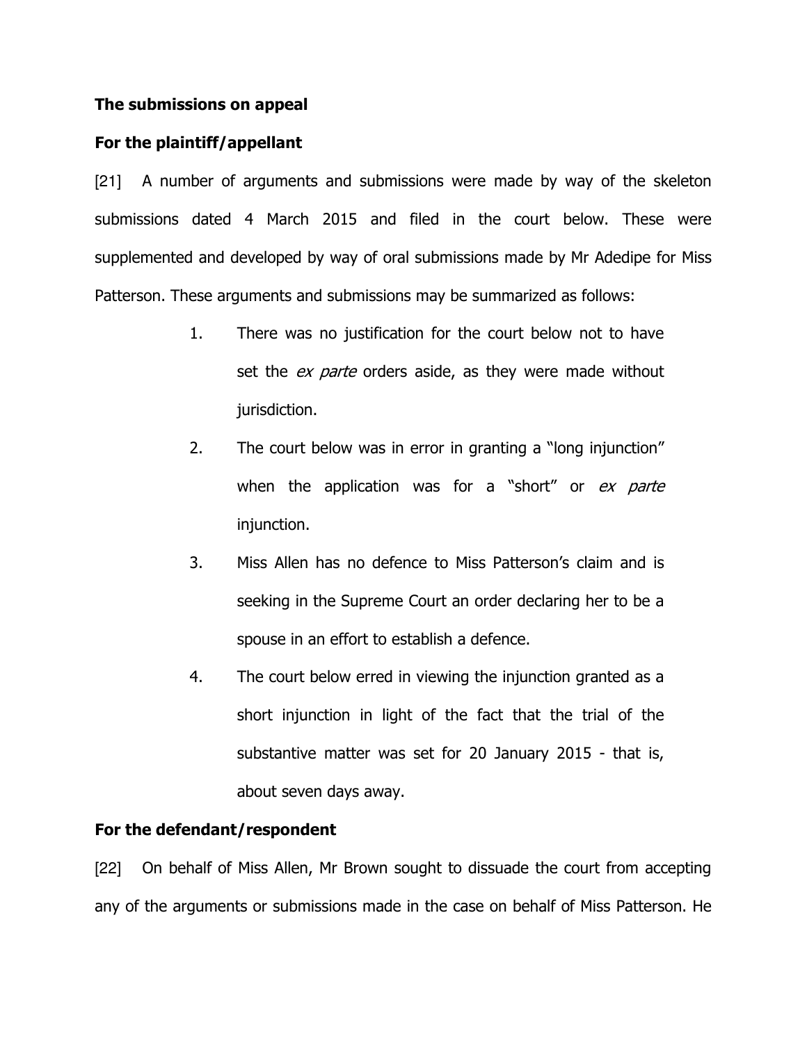**The submissions on appeal**

**For the plaintiff/appellant**

[21] A number of arguments and submissions were made by way of the skeleton submissions dated 4 March 2015 and filed in the court below. These were supplemented and developed by way of oral submissions made by Mr Adedipe for Miss Patterson. These arguments and submissions may be summarized as follows:

1. There was no justification for the court below not to have set the *ex parte* orders aside, as they were made without jurisdiction.
2. The court below was in error in granting a "long injunction" when the application was for a "short" or *ex parte* injunction.
3. Miss Allen has no defence to Miss Patterson's claim and is seeking in the Supreme Court an order declaring her to be a spouse in an effort to establish a defence.
4. The court below erred in viewing the injunction granted as a short injunction in light of the fact that the trial of the substantive matter was set for 20 January 2015 - that is, about seven days away.

**For the defendant/respondent**

[22] On behalf of Miss Allen, Mr Brown sought to dissuade the court from accepting any of the arguments or submissions made in the case on behalf of Miss Patterson. He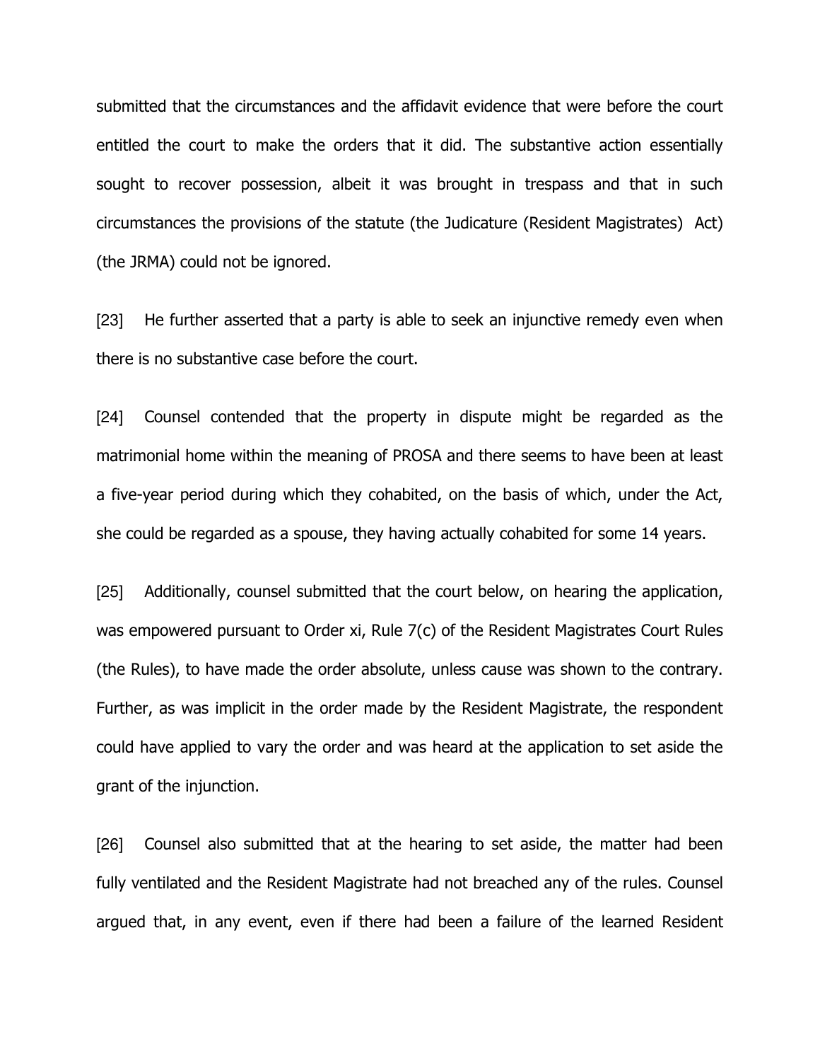submitted that the circumstances and the affidavit evidence that were before the court entitled the court to make the orders that it did. The substantive action essentially sought to recover possession, albeit it was brought in trespass and that in such circumstances the provisions of the statute (the Judicature (Resident Magistrates) Act) (the JRMA) could not be ignored.

[23] He further asserted that a party is able to seek an injunctive remedy even when there is no substantive case before the court.

[24] Counsel contended that the property in dispute might be regarded as the matrimonial home within the meaning of PROSA and there seems to have been at least a five-year period during which they cohabited, on the basis of which, under the Act, she could be regarded as a spouse, they having actually cohabited for some 14 years.

[25] Additionally, counsel submitted that the court below, on hearing the application, was empowered pursuant to Order xi, Rule 7(c) of the Resident Magistrates Court Rules (the Rules), to have made the order absolute, unless cause was shown to the contrary. Further, as was implicit in the order made by the Resident Magistrate, the respondent could have applied to vary the order and was heard at the application to set aside the grant of the injunction.

[26] Counsel also submitted that at the hearing to set aside, the matter had been fully ventilated and the Resident Magistrate had not breached any of the rules. Counsel argued that, in any event, even if there had been a failure of the learned Resident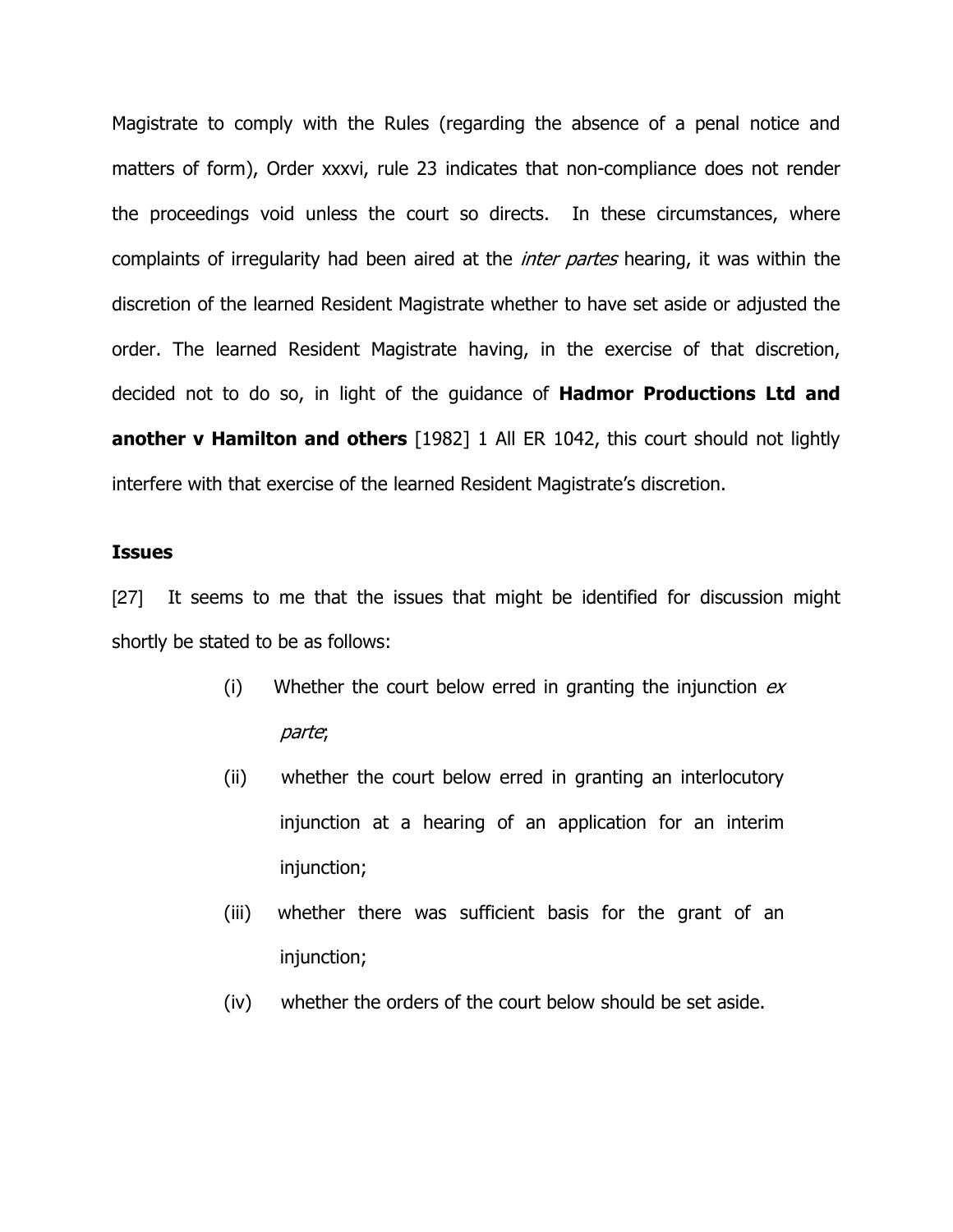Magistrate to comply with the Rules (regarding the absence of a penal notice and matters of form), Order xxxvi, rule 23 indicates that non-compliance does not render the proceedings void unless the court so directs. In these circumstances, where complaints of irregularity had been aired at the *inter partes* hearing, it was within the discretion of the learned Resident Magistrate whether to have set aside or adjusted the order. The learned Resident Magistrate having, in the exercise of that discretion, decided not to do so, in light of the guidance of **Hadmor Productions Ltd and another v Hamilton and others** [1982] 1 All ER 1042, this court should not lightly interfere with that exercise of the learned Resident Magistrate's discretion.

### Issues

[27] It seems to me that the issues that might be identified for discussion might shortly be stated to be as follows:

(i) Whether the court below erred in granting the injunction *ex parte*;

(ii) whether the court below erred in granting an interlocutory injunction at a hearing of an application for an interim injunction;

(iii) whether there was sufficient basis for the grant of an injunction;

(iv) whether the orders of the court below should be set aside.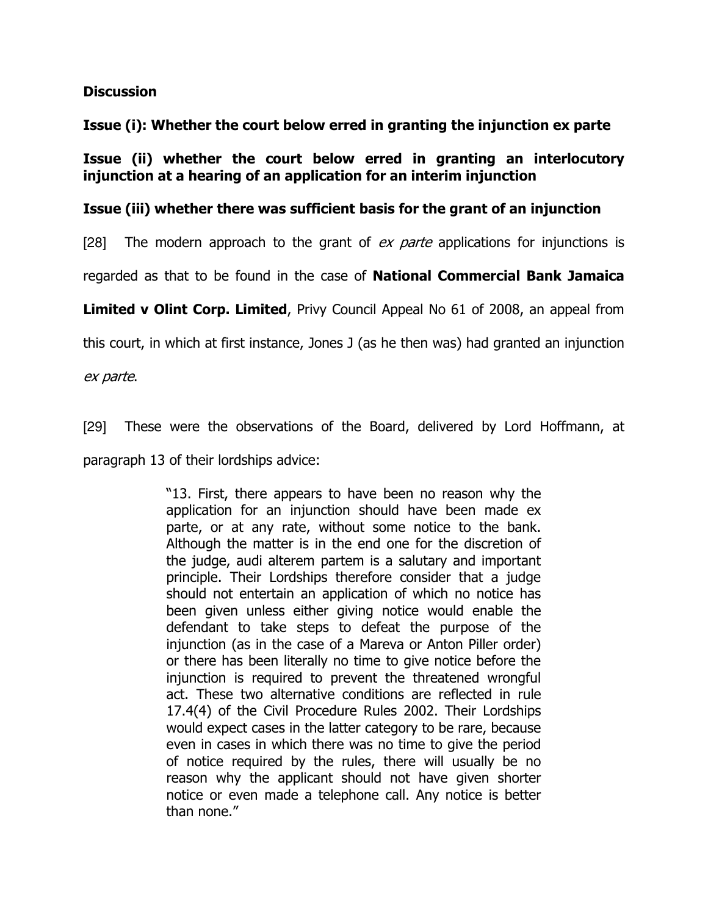**Discussion**

**Issue (i): Whether the court below erred in granting the injunction ex parte**

**Issue (ii) whether the court below erred in granting an interlocutory injunction at a hearing of an application for an interim injunction**

**Issue (iii) whether there was sufficient basis for the grant of an injunction**

[28] The modern approach to the grant of *ex parte* applications for injunctions is regarded as that to be found in the case of **National Commercial Bank Jamaica Limited v Olint Corp. Limited**, Privy Council Appeal No 61 of 2008, an appeal from this court, in which at first instance, Jones J (as he then was) had granted an injunction *ex parte*.

[29] These were the observations of the Board, delivered by Lord Hoffmann, at paragraph 13 of their lordships advice:

> "13. First, there appears to have been no reason why the application for an injunction should have been made ex parte, or at any rate, without some notice to the bank. Although the matter is in the end one for the discretion of the judge, audi alterem partem is a salutary and important principle. Their Lordships therefore consider that a judge should not entertain an application of which no notice has been given unless either giving notice would enable the defendant to take steps to defeat the purpose of the injunction (as in the case of a Mareva or Anton Piller order) or there has been literally no time to give notice before the injunction is required to prevent the threatened wrongful act. These two alternative conditions are reflected in rule 17.4(4) of the Civil Procedure Rules 2002. Their Lordships would expect cases in the latter category to be rare, because even in cases in which there was no time to give the period of notice required by the rules, there will usually be no reason why the applicant should not have given shorter notice or even made a telephone call. Any notice is better than none."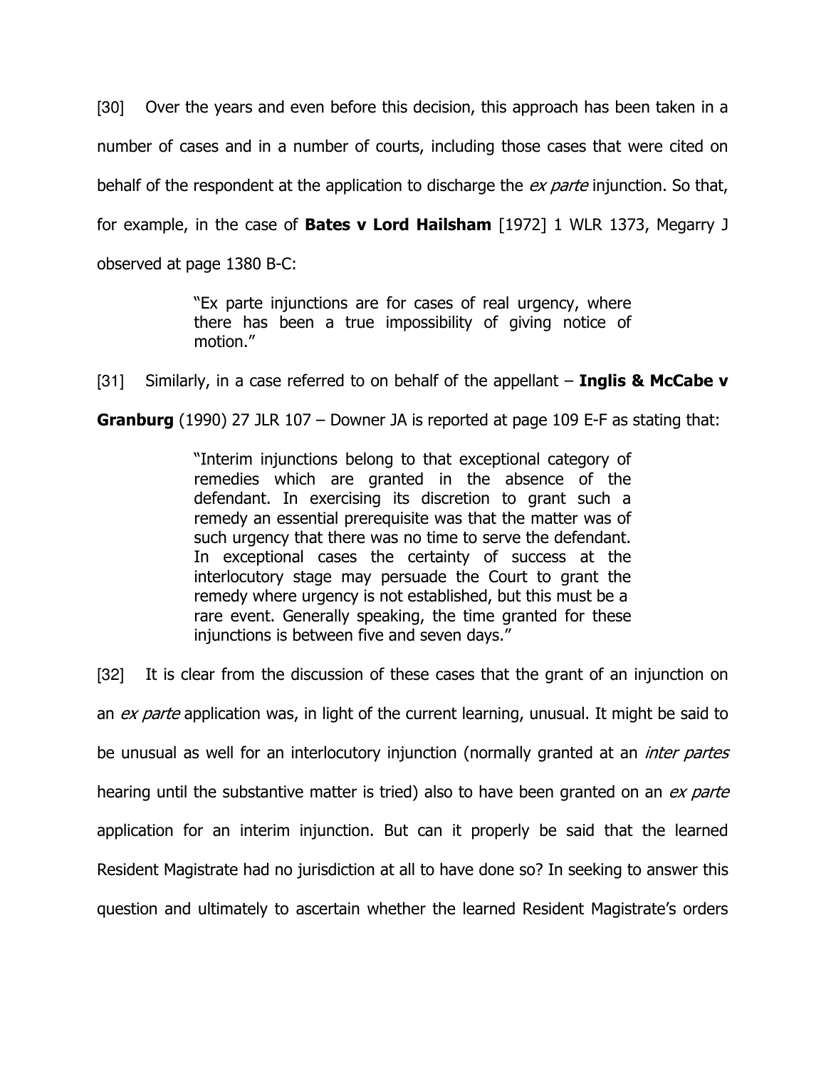[30] Over the years and even before this decision, this approach has been taken in a number of cases and in a number of courts, including those cases that were cited on behalf of the respondent at the application to discharge the *ex parte* injunction. So that, for example, in the case of **Bates v Lord Hailsham** [1972] 1 WLR 1373, Megarry J observed at page 1380 B-C:

> "Ex parte injunctions are for cases of real urgency, where there has been a true impossibility of giving notice of motion."

[31] Similarly, in a case referred to on behalf of the appellant – **Inglis & McCabe v Granburg** (1990) 27 JLR 107 – Downer JA is reported at page 109 E-F as stating that:

> "Interim injunctions belong to that exceptional category of remedies which are granted in the absence of the defendant. In exercising its discretion to grant such a remedy an essential prerequisite was that the matter was of such urgency that there was no time to serve the defendant. In exceptional cases the certainty of success at the interlocutory stage may persuade the Court to grant the remedy where urgency is not established, but this must be a rare event. Generally speaking, the time granted for these injunctions is between five and seven days."

[32] It is clear from the discussion of these cases that the grant of an injunction on an *ex parte* application was, in light of the current learning, unusual. It might be said to be unusual as well for an interlocutory injunction (normally granted at an *inter partes* hearing until the substantive matter is tried) also to have been granted on an *ex parte* application for an interim injunction. But can it properly be said that the learned Resident Magistrate had no jurisdiction at all to have done so? In seeking to answer this question and ultimately to ascertain whether the learned Resident Magistrate's orders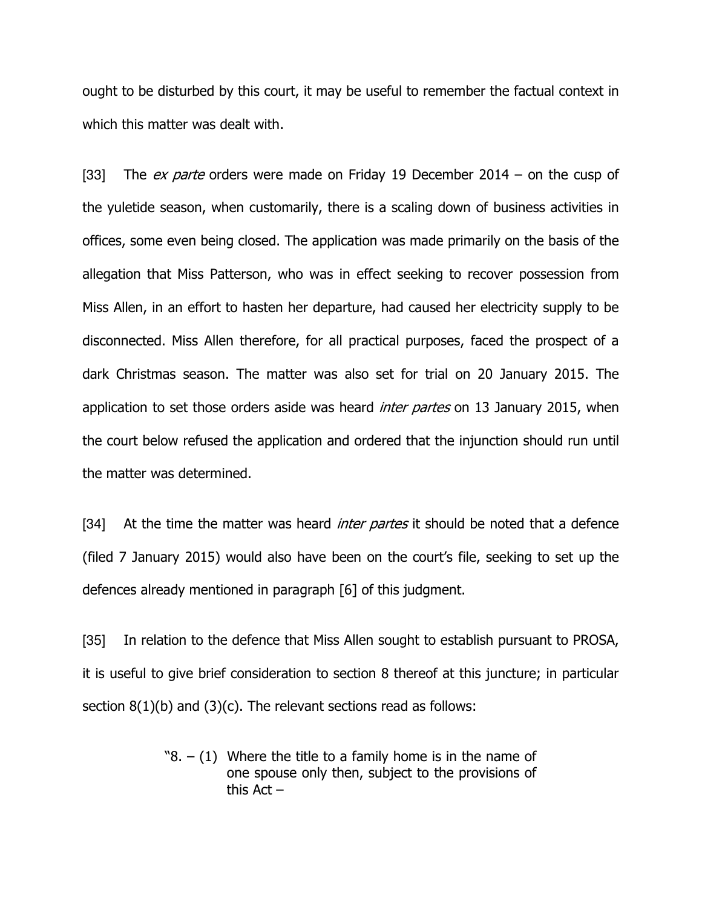ought to be disturbed by this court, it may be useful to remember the factual context in which this matter was dealt with.

[33] The *ex parte* orders were made on Friday 19 December 2014 – on the cusp of the yuletide season, when customarily, there is a scaling down of business activities in offices, some even being closed. The application was made primarily on the basis of the allegation that Miss Patterson, who was in effect seeking to recover possession from Miss Allen, in an effort to hasten her departure, had caused her electricity supply to be disconnected. Miss Allen therefore, for all practical purposes, faced the prospect of a dark Christmas season. The matter was also set for trial on 20 January 2015. The application to set those orders aside was heard *inter partes* on 13 January 2015, when the court below refused the application and ordered that the injunction should run until the matter was determined.

[34] At the time the matter was heard *inter partes* it should be noted that a defence (filed 7 January 2015) would also have been on the court's file, seeking to set up the defences already mentioned in paragraph [6] of this judgment.

[35] In relation to the defence that Miss Allen sought to establish pursuant to PROSA, it is useful to give brief consideration to section 8 thereof at this juncture; in particular section 8(1)(b) and (3)(c). The relevant sections read as follows:

> "8. – (1) Where the title to a family home is in the name of one spouse only then, subject to the provisions of this Act –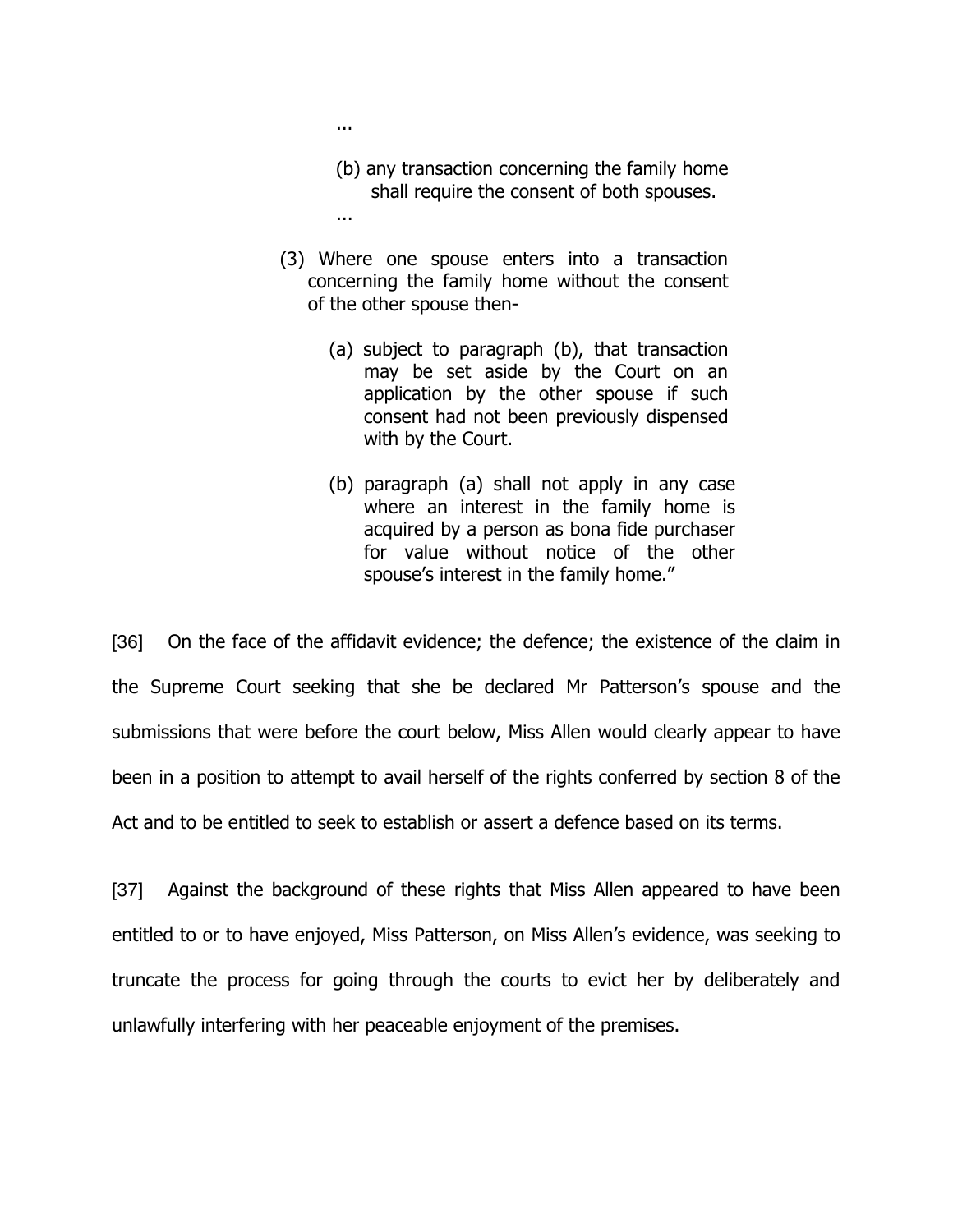> ...
>
> (b) any transaction concerning the family home shall require the consent of both spouses.
>
> ...
>
> (3) Where one spouse enters into a transaction concerning the family home without the consent of the other spouse then-
>
> (a) subject to paragraph (b), that transaction may be set aside by the Court on an application by the other spouse if such consent had not been previously dispensed with by the Court.
>
> (b) paragraph (a) shall not apply in any case where an interest in the family home is acquired by a person as bona fide purchaser for value without notice of the other spouse's interest in the family home."

[36] On the face of the affidavit evidence; the defence; the existence of the claim in the Supreme Court seeking that she be declared Mr Patterson's spouse and the submissions that were before the court below, Miss Allen would clearly appear to have been in a position to attempt to avail herself of the rights conferred by section 8 of the Act and to be entitled to seek to establish or assert a defence based on its terms.

[37] Against the background of these rights that Miss Allen appeared to have been entitled to or to have enjoyed, Miss Patterson, on Miss Allen's evidence, was seeking to truncate the process for going through the courts to evict her by deliberately and unlawfully interfering with her peaceable enjoyment of the premises.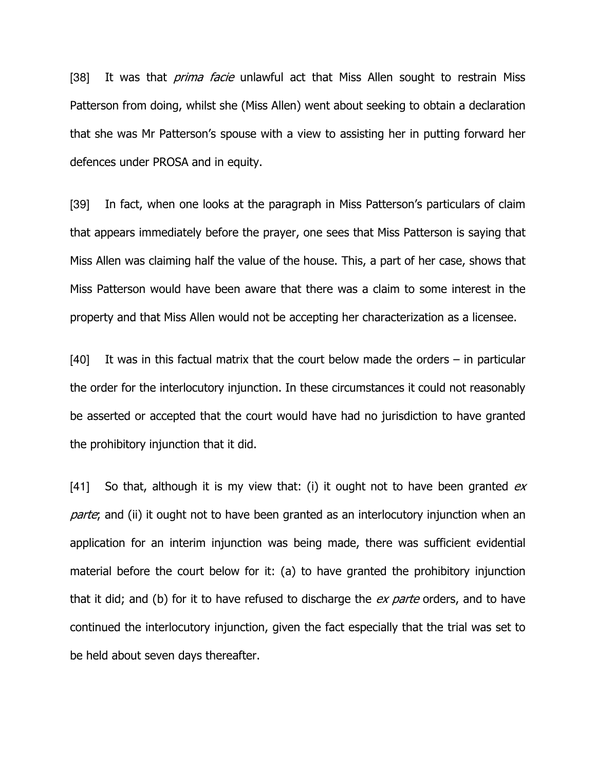[38] It was that *prima facie* unlawful act that Miss Allen sought to restrain Miss Patterson from doing, whilst she (Miss Allen) went about seeking to obtain a declaration that she was Mr Patterson's spouse with a view to assisting her in putting forward her defences under PROSA and in equity.

[39] In fact, when one looks at the paragraph in Miss Patterson's particulars of claim that appears immediately before the prayer, one sees that Miss Patterson is saying that Miss Allen was claiming half the value of the house. This, a part of her case, shows that Miss Patterson would have been aware that there was a claim to some interest in the property and that Miss Allen would not be accepting her characterization as a licensee.

[40] It was in this factual matrix that the court below made the orders – in particular the order for the interlocutory injunction. In these circumstances it could not reasonably be asserted or accepted that the court would have had no jurisdiction to have granted the prohibitory injunction that it did.

[41] So that, although it is my view that: (i) it ought not to have been granted *ex parte*; and (ii) it ought not to have been granted as an interlocutory injunction when an application for an interim injunction was being made, there was sufficient evidential material before the court below for it: (a) to have granted the prohibitory injunction that it did; and (b) for it to have refused to discharge the *ex parte* orders, and to have continued the interlocutory injunction, given the fact especially that the trial was set to be held about seven days thereafter.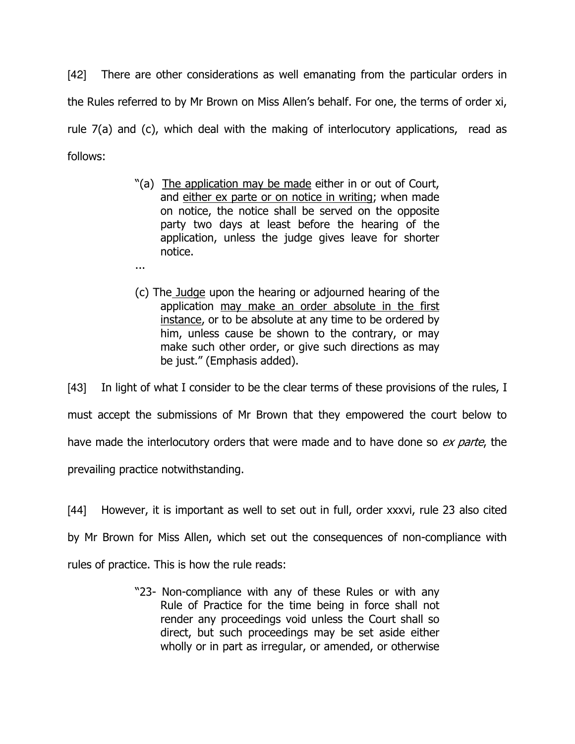[42] There are other considerations as well emanating from the particular orders in the Rules referred to by Mr Brown on Miss Allen's behalf. For one, the terms of order xi, rule 7(a) and (c), which deal with the making of interlocutory applications, read as follows:

> "(a) <u>The application may be made</u> either in or out of Court, and <u>either ex parte or on notice in writing</u>; when made on notice, the notice shall be served on the opposite party two days at least before the hearing of the application, unless the judge gives leave for shorter notice.
>
> ...
>
> (c) The <u>Judge</u> upon the hearing or adjourned hearing of the application <u>may make an order absolute in the first instance</u>, or to be absolute at any time to be ordered by him, unless cause be shown to the contrary, or may make such other order, or give such directions as may be just." (Emphasis added).

[43] In light of what I consider to be the clear terms of these provisions of the rules, I must accept the submissions of Mr Brown that they empowered the court below to have made the interlocutory orders that were made and to have done so *ex parte*, the prevailing practice notwithstanding.

[44] However, it is important as well to set out in full, order xxxvi, rule 23 also cited by Mr Brown for Miss Allen, which set out the consequences of non-compliance with rules of practice. This is how the rule reads:

> "23- Non-compliance with any of these Rules or with any Rule of Practice for the time being in force shall not render any proceedings void unless the Court shall so direct, but such proceedings may be set aside either wholly or in part as irregular, or amended, or otherwise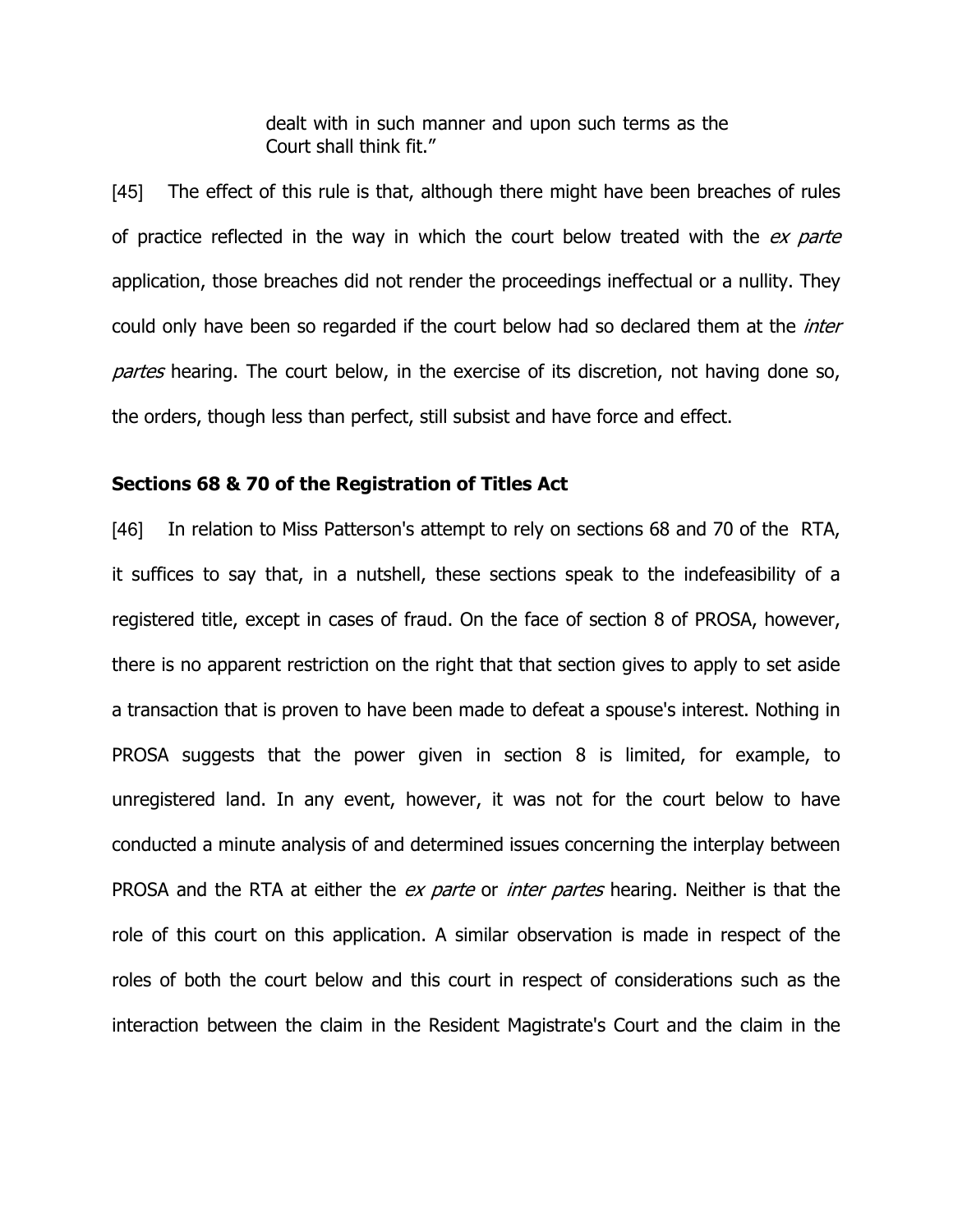dealt with in such manner and upon such terms as the Court shall think fit."

[45] The effect of this rule is that, although there might have been breaches of rules of practice reflected in the way in which the court below treated with the *ex parte* application, those breaches did not render the proceedings ineffectual or a nullity. They could only have been so regarded if the court below had so declared them at the *inter partes* hearing. The court below, in the exercise of its discretion, not having done so, the orders, though less than perfect, still subsist and have force and effect.

**Sections 68 & 70 of the Registration of Titles Act**

[46] In relation to Miss Patterson's attempt to rely on sections 68 and 70 of the RTA, it suffices to say that, in a nutshell, these sections speak to the indefeasibility of a registered title, except in cases of fraud. On the face of section 8 of PROSA, however, there is no apparent restriction on the right that that section gives to apply to set aside a transaction that is proven to have been made to defeat a spouse's interest. Nothing in PROSA suggests that the power given in section 8 is limited, for example, to unregistered land. In any event, however, it was not for the court below to have conducted a minute analysis of and determined issues concerning the interplay between PROSA and the RTA at either the *ex parte* or *inter partes* hearing. Neither is that the role of this court on this application. A similar observation is made in respect of the roles of both the court below and this court in respect of considerations such as the interaction between the claim in the Resident Magistrate's Court and the claim in the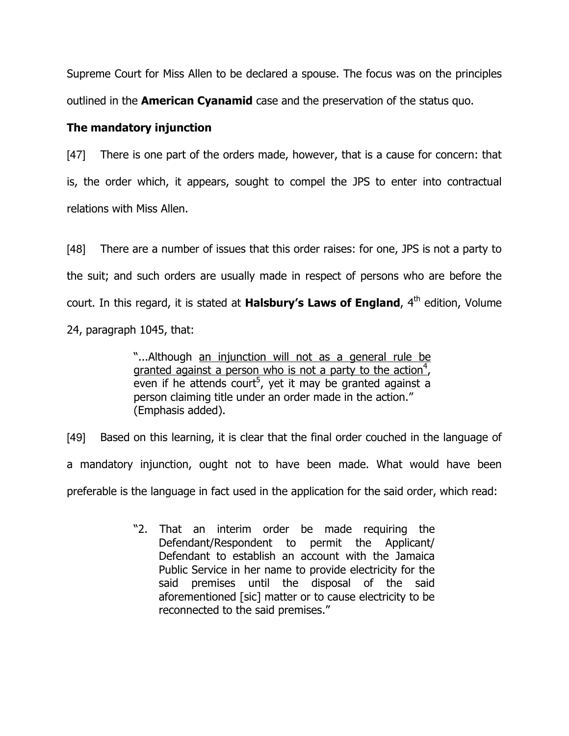Supreme Court for Miss Allen to be declared a spouse. The focus was on the principles outlined in the **American Cyanamid** case and the preservation of the status quo.

### The mandatory injunction

[47] There is one part of the orders made, however, that is a cause for concern: that is, the order which, it appears, sought to compel the JPS to enter into contractual relations with Miss Allen.

[48] There are a number of issues that this order raises: for one, JPS is not a party to the suit; and such orders are usually made in respect of persons who are before the court. In this regard, it is stated at **Halsbury's Laws of England**, 4th edition, Volume 24, paragraph 1045, that:

> "...Although <u>an injunction will not as a general rule be granted against a person who is not a party to the action</u>[4], even if he attends court[5], yet it may be granted against a person claiming title under an order made in the action." (Emphasis added).

[49] Based on this learning, it is clear that the final order couched in the language of a mandatory injunction, ought not to have been made. What would have been preferable is the language in fact used in the application for the said order, which read:

> "2. That an interim order be made requiring the Defendant/Respondent to permit the Applicant/ Defendant to establish an account with the Jamaica Public Service in her name to provide electricity for the said premises until the disposal of the said aforementioned [sic] matter or to cause electricity to be reconnected to the said premises."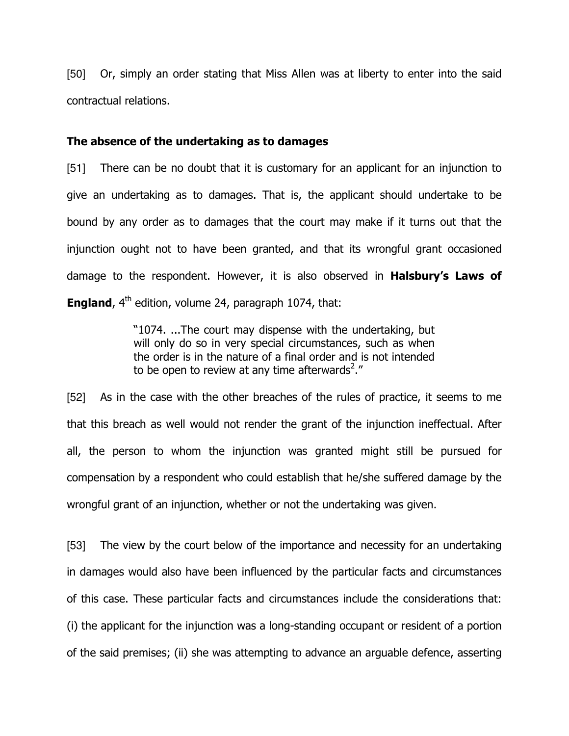[50] Or, simply an order stating that Miss Allen was at liberty to enter into the said contractual relations.

### The absence of the undertaking as to damages

[51] There can be no doubt that it is customary for an applicant for an injunction to give an undertaking as to damages. That is, the applicant should undertake to be bound by any order as to damages that the court may make if it turns out that the injunction ought not to have been granted, and that its wrongful grant occasioned damage to the respondent. However, it is also observed in **Halsbury's Laws of England**, 4th edition, volume 24, paragraph 1074, that:

> "1074. ...The court may dispense with the undertaking, but will only do so in very special circumstances, such as when the order is in the nature of a final order and is not intended to be open to review at any time afterwards[2]."

[52] As in the case with the other breaches of the rules of practice, it seems to me that this breach as well would not render the grant of the injunction ineffectual. After all, the person to whom the injunction was granted might still be pursued for compensation by a respondent who could establish that he/she suffered damage by the wrongful grant of an injunction, whether or not the undertaking was given.

[53] The view by the court below of the importance and necessity for an undertaking in damages would also have been influenced by the particular facts and circumstances of this case. These particular facts and circumstances include the considerations that: (i) the applicant for the injunction was a long-standing occupant or resident of a portion of the said premises; (ii) she was attempting to advance an arguable defence, asserting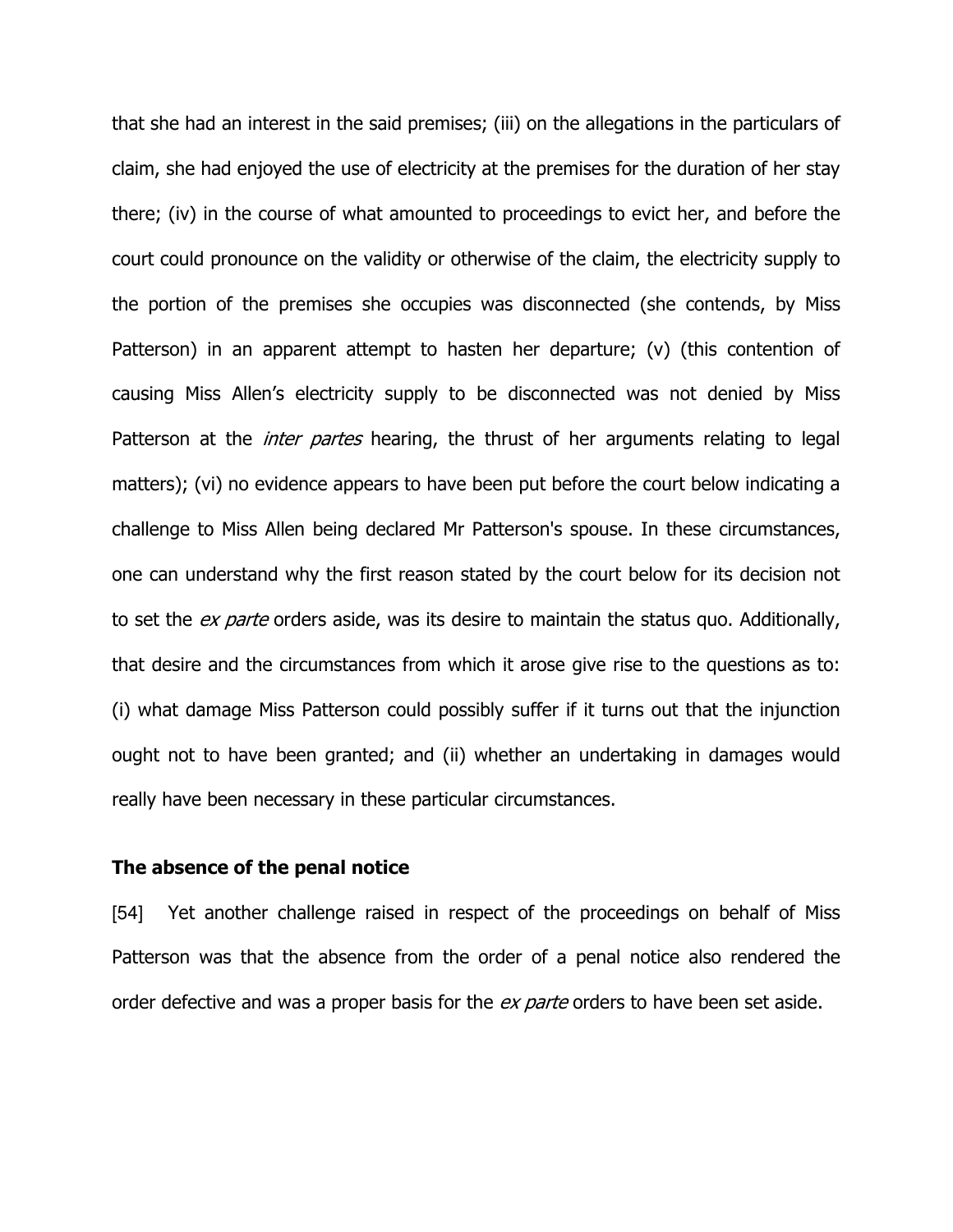that she had an interest in the said premises; (iii) on the allegations in the particulars of claim, she had enjoyed the use of electricity at the premises for the duration of her stay there; (iv) in the course of what amounted to proceedings to evict her, and before the court could pronounce on the validity or otherwise of the claim, the electricity supply to the portion of the premises she occupies was disconnected (she contends, by Miss Patterson) in an apparent attempt to hasten her departure; (v) (this contention of causing Miss Allen's electricity supply to be disconnected was not denied by Miss Patterson at the *inter partes* hearing, the thrust of her arguments relating to legal matters); (vi) no evidence appears to have been put before the court below indicating a challenge to Miss Allen being declared Mr Patterson's spouse. In these circumstances, one can understand why the first reason stated by the court below for its decision not to set the *ex parte* orders aside, was its desire to maintain the status quo. Additionally, that desire and the circumstances from which it arose give rise to the questions as to: (i) what damage Miss Patterson could possibly suffer if it turns out that the injunction ought not to have been granted; and (ii) whether an undertaking in damages would really have been necessary in these particular circumstances.

**The absence of the penal notice**

[54] Yet another challenge raised in respect of the proceedings on behalf of Miss Patterson was that the absence from the order of a penal notice also rendered the order defective and was a proper basis for the *ex parte* orders to have been set aside.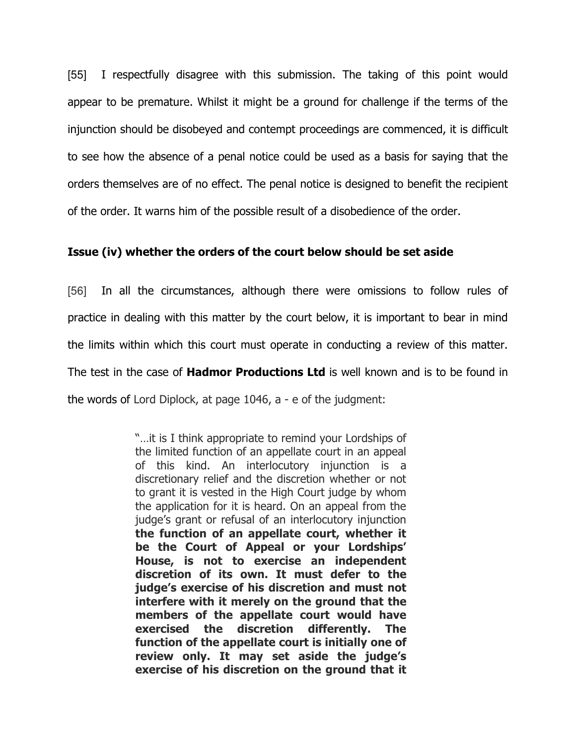[55] I respectfully disagree with this submission. The taking of this point would appear to be premature. Whilst it might be a ground for challenge if the terms of the injunction should be disobeyed and contempt proceedings are commenced, it is difficult to see how the absence of a penal notice could be used as a basis for saying that the orders themselves are of no effect. The penal notice is designed to benefit the recipient of the order. It warns him of the possible result of a disobedience of the order.

**Issue (iv) whether the orders of the court below should be set aside**

[56] In all the circumstances, although there were omissions to follow rules of practice in dealing with this matter by the court below, it is important to bear in mind the limits within which this court must operate in conducting a review of this matter. The test in the case of **Hadmor Productions Ltd** is well known and is to be found in the words of Lord Diplock, at page 1046, a - e of the judgment:

> "…it is I think appropriate to remind your Lordships of the limited function of an appellate court in an appeal of this kind. An interlocutory injunction is a discretionary relief and the discretion whether or not to grant it is vested in the High Court judge by whom the application for it is heard. On an appeal from the judge's grant or refusal of an interlocutory injunction **the function of an appellate court, whether it be the Court of Appeal or your Lordships' House, is not to exercise an independent discretion of its own. It must defer to the judge's exercise of his discretion and must not interfere with it merely on the ground that the members of the appellate court would have exercised the discretion differently. The function of the appellate court is initially one of review only. It may set aside the judge's exercise of his discretion on the ground that it**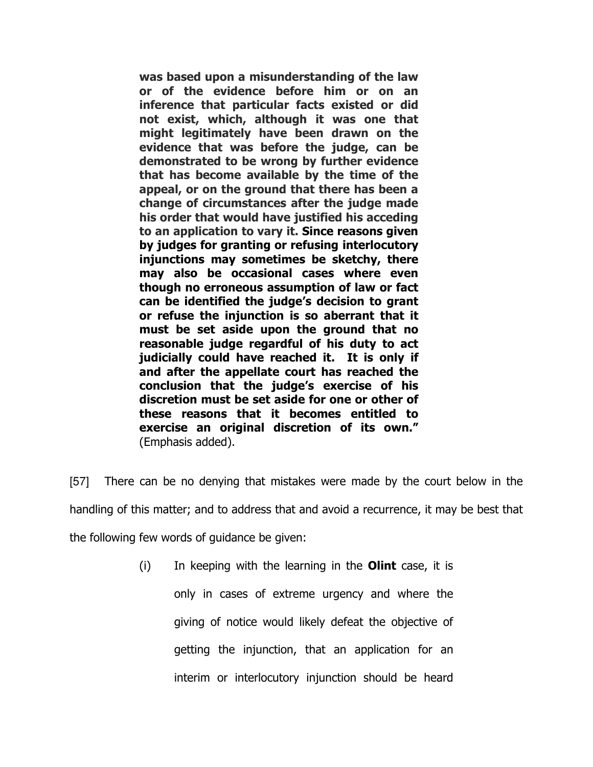> **was based upon a misunderstanding of the law or of the evidence before him or on an inference that particular facts existed or did not exist, which, although it was one that might legitimately have been drawn on the evidence that was before the judge, can be demonstrated to be wrong by further evidence that has become available by the time of the appeal, or on the ground that there has been a change of circumstances after the judge made his order that would have justified his acceding to an application to vary it. Since reasons given by judges for granting or refusing interlocutory injunctions may sometimes be sketchy, there may also be occasional cases where even though no erroneous assumption of law or fact can be identified the judge's decision to grant or refuse the injunction is so aberrant that it must be set aside upon the ground that no reasonable judge regardful of his duty to act judicially could have reached it. It is only if and after the appellate court has reached the conclusion that the judge's exercise of his discretion must be set aside for one or other of these reasons that it becomes entitled to exercise an original discretion of its own."** (Emphasis added).

[57] There can be no denying that mistakes were made by the court below in the handling of this matter; and to address that and avoid a recurrence, it may be best that the following few words of guidance be given:

(i) In keeping with the learning in the **Olint** case, it is only in cases of extreme urgency and where the giving of notice would likely defeat the objective of getting the injunction, that an application for an interim or interlocutory injunction should be heard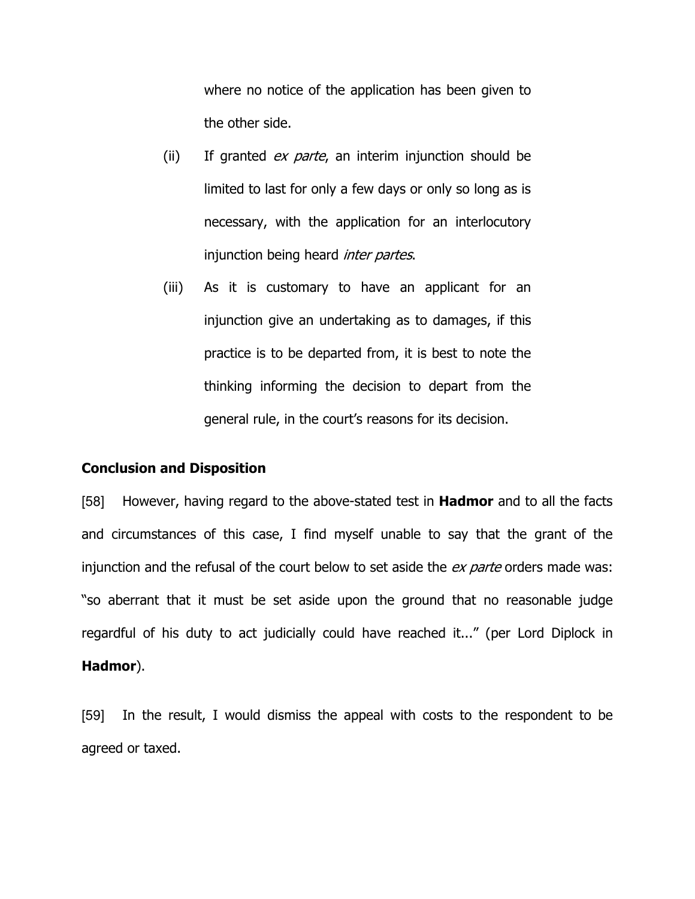where no notice of the application has been given to the other side.

(ii) If granted *ex parte*, an interim injunction should be limited to last for only a few days or only so long as is necessary, with the application for an interlocutory injunction being heard *inter partes*.

(iii) As it is customary to have an applicant for an injunction give an undertaking as to damages, if this practice is to be departed from, it is best to note the thinking informing the decision to depart from the general rule, in the court's reasons for its decision.

**Conclusion and Disposition**

[58] However, having regard to the above-stated test in **Hadmor** and to all the facts and circumstances of this case, I find myself unable to say that the grant of the injunction and the refusal of the court below to set aside the *ex parte* orders made was: "so aberrant that it must be set aside upon the ground that no reasonable judge regardful of his duty to act judicially could have reached it..." (per Lord Diplock in **Hadmor**).

[59] In the result, I would dismiss the appeal with costs to the respondent to be agreed or taxed.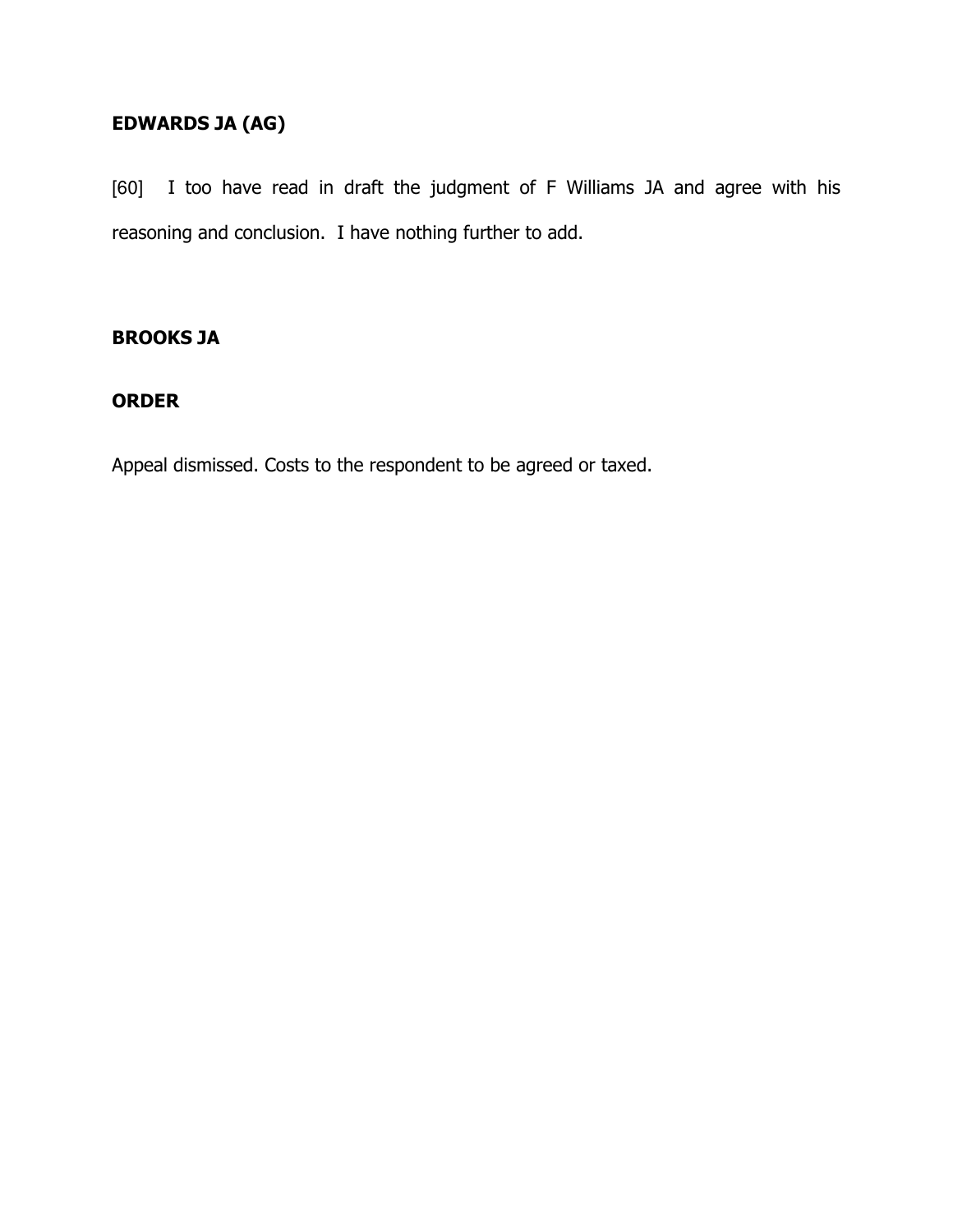**EDWARDS JA (AG)**

[60] I too have read in draft the judgment of F Williams JA and agree with his reasoning and conclusion. I have nothing further to add.

**BROOKS JA**

**ORDER**

Appeal dismissed. Costs to the respondent to be agreed or taxed.